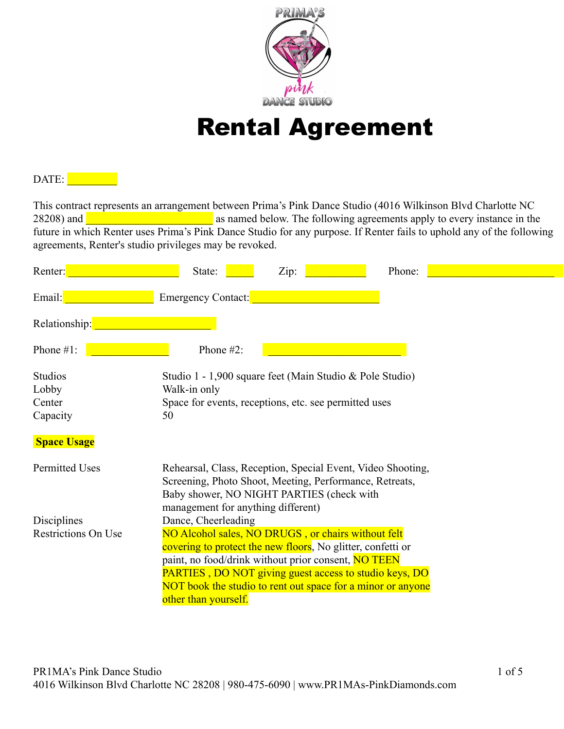PRIMA'S pink DANCE STUDIO

# Rental Agreement

DATE: _________

This contract represents an arrangement between Prima's Pink Dance Studio (4016 Wilkinson Blvd Charlotte NC 28208) and ________________________ as named below. The following agreements apply to every instance in the future in which Renter uses Prima's Pink Dance Studio for any purpose. If Renter fails to uphold any of the following agreements, Renter's studio privileges may be revoked.

Renter: ____________________ State: _____ Zip: ___________ Phone: ________________________

Email: ________________ Emergency Contact: ________________________

Relationship: ______________________

Phone #1: ______________ Phone #2: ________________________

| | |
|---|---|
| Studios | Studio 1 - 1,900 square feet (Main Studio & Pole Studio) |
| Lobby | Walk-in only |
| Center | Space for events, receptions, etc. see permitted uses |
| Capacity | 50 |

**Space Usage**

| | |
|---|---|
| Permitted Uses | Rehearsal, Class, Reception, Special Event, Video Shooting, Screening, Photo Shoot, Meeting, Performance, Retreats, Baby shower, NO NIGHT PARTIES (check with management for anything different) |
| Disciplines | Dance, Cheerleading |
| Restrictions On Use | NO Alcohol sales, NO DRUGS , or chairs without felt covering to protect the new floors, No glitter, confetti or paint, no food/drink without prior consent, NO TEEN PARTIES , DO NOT giving guest access to studio keys, DO NOT book the studio to rent out space for a minor or anyone other than yourself. |

PR1MA's Pink Dance Studio
4016 Wilkinson Blvd Charlotte NC 28208 | 980-475-6090 | www.PR1MAs-PinkDiamonds.com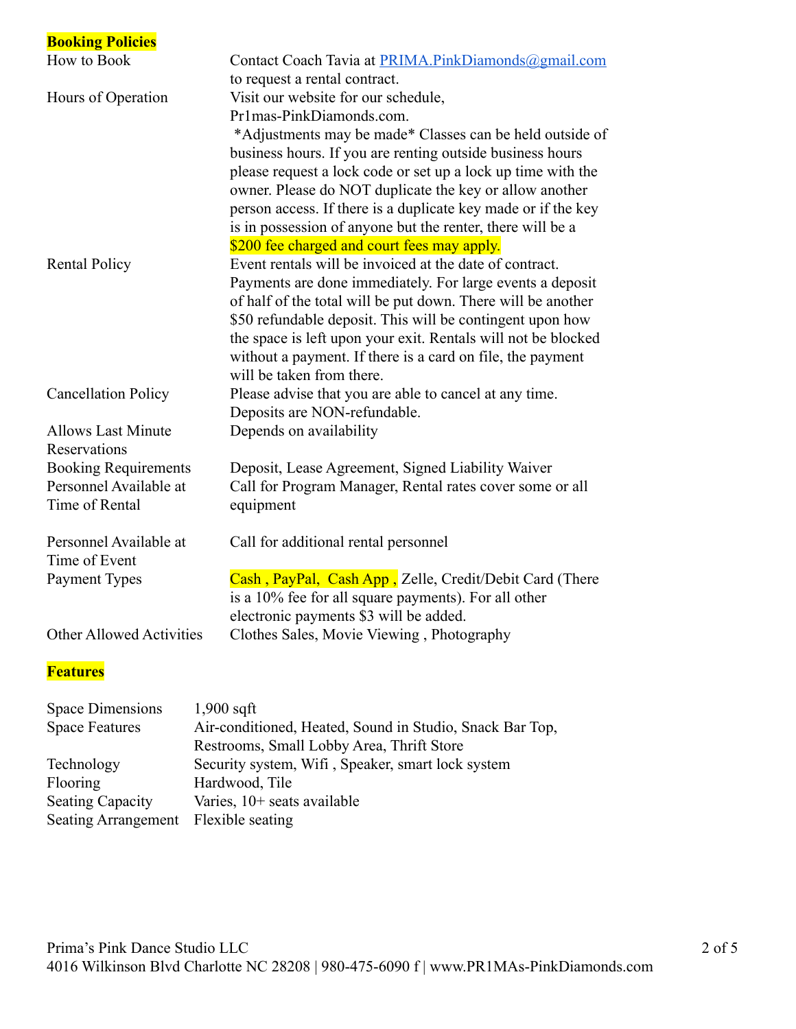## Booking Policies

| | |
|---|---|
| How to Book | Contact Coach Tavia at PRIMA.PinkDiamonds@gmail.com to request a rental contract. |
| Hours of Operation | Visit our website for our schedule, Pr1mas-PinkDiamonds.com. *Adjustments may be made* Classes can be held outside of business hours. If you are renting outside business hours please request a lock code or set up a lock up time with the owner. Please do NOT duplicate the key or allow another person access. If there is a duplicate key made or if the key is in possession of anyone but the renter, there will be a $200 fee charged and court fees may apply. |
| Rental Policy | Event rentals will be invoiced at the date of contract. Payments are done immediately. For large events a deposit of half of the total will be put down. There will be another $50 refundable deposit. This will be contingent upon how the space is left upon your exit. Rentals will not be blocked without a payment. If there is a card on file, the payment will be taken from there. |
| Cancellation Policy | Please advise that you are able to cancel at any time. Deposits are NON-refundable. |
| Allows Last Minute Reservations | Depends on availability |
| Booking Requirements | Deposit, Lease Agreement, Signed Liability Waiver |
| Personnel Available at Time of Rental | Call for Program Manager, Rental rates cover some or all equipment |
| Personnel Available at Time of Event | Call for additional rental personnel |
| Payment Types | Cash , PayPal, Cash App , Zelle, Credit/Debit Card (There is a 10% fee for all square payments). For all other electronic payments $3 will be added. |
| Other Allowed Activities | Clothes Sales, Movie Viewing , Photography |

## Features

| | |
|---|---|
| Space Dimensions | 1,900 sqft |
| Space Features | Air-conditioned, Heated, Sound in Studio, Snack Bar Top, Restrooms, Small Lobby Area, Thrift Store |
| Technology | Security system, Wifi , Speaker, smart lock system |
| Flooring | Hardwood, Tile |
| Seating Capacity | Varies, 10+ seats available |
| Seating Arrangement | Flexible seating |

Prima's Pink Dance Studio LLC
4016 Wilkinson Blvd Charlotte NC 28208 | 980-475-6090 f | www.PR1MAs-PinkDiamonds.com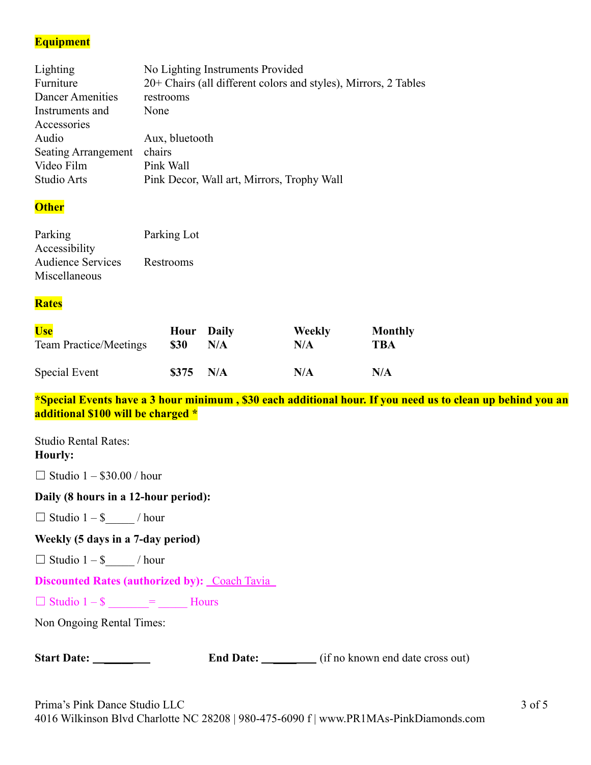**Equipment**

| | |
|---|---|
| Lighting | No Lighting Instruments Provided |
| Furniture | 20+ Chairs (all different colors and styles), Mirrors, 2 Tables |
| Dancer Amenities | restrooms |
| Instruments and Accessories | None |
| Audio | Aux, bluetooth |
| Seating Arrangement | chairs |
| Video Film | Pink Wall |
| Studio Arts | Pink Decor, Wall art, Mirrors, Trophy Wall |

**Other**

| | |
|---|---|
| Parking | Parking Lot |
| Accessibility | |
| Audience Services | Restrooms |
| Miscellaneous | |

**Rates**

| Use | Hour | Daily | Weekly | Monthly |
|---|---|---|---|---|
| Team Practice/Meetings | **$30** | **N/A** | **N/A** | **TBA** |
| Special Event | **$375** | **N/A** | **N/A** | **N/A** |

**\*Special Events have a 3 hour minimum , $30 each additional hour. If you need us to clean up behind you an additional $100 will be charged \***

Studio Rental Rates:
**Hourly:**

☐ Studio 1 – $30.00 / hour

**Daily (8 hours in a 12-hour period):**

☐ Studio 1 – $_____ / hour

**Weekly (5 days in a 7-day period)**

☐ Studio 1 – $_____ / hour

**Discounted Rates (authorized by):** Coach Tavia

☐ Studio 1 – $ _______= _____ Hours

Non Ongoing Rental Times:

**Start Date:** _________ **End Date:** _________ (if no known end date cross out)

Prima's Pink Dance Studio LLC
4016 Wilkinson Blvd Charlotte NC 28208 | 980-475-6090 f | www.PR1MAs-PinkDiamonds.com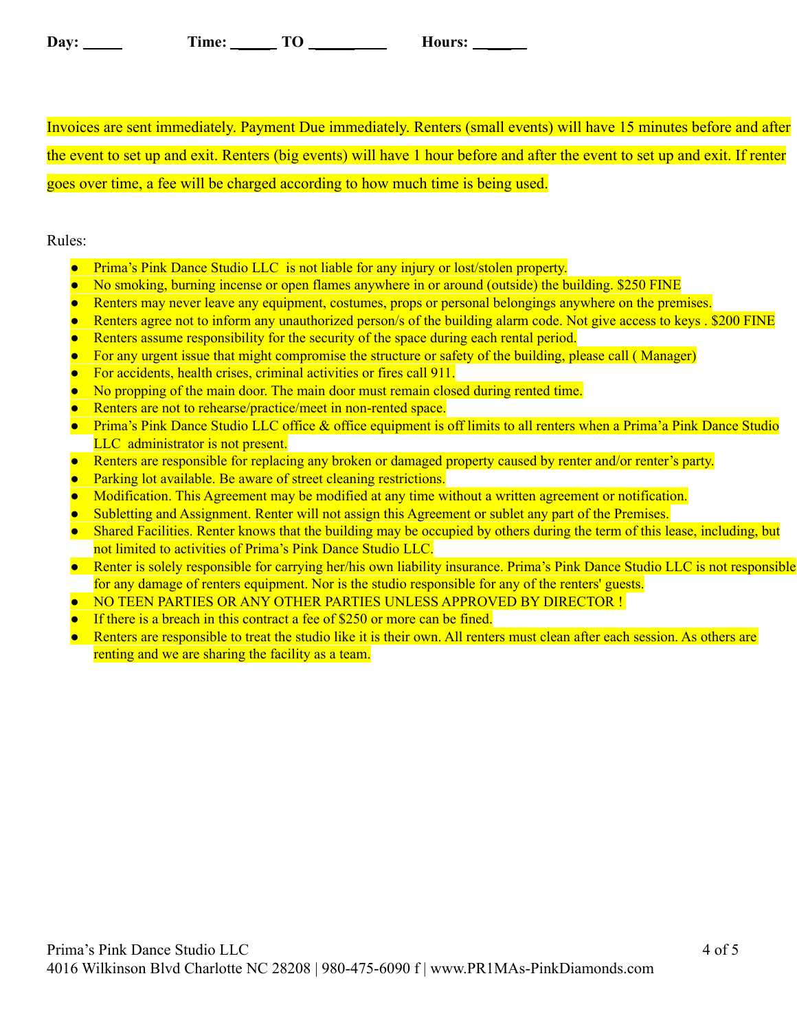**Day: _____**  **Time: _____ TO _________**  **Hours: ______**

Invoices are sent immediately. Payment Due immediately. Renters (small events) will have 15 minutes before and after the event to set up and exit. Renters (big events) will have 1 hour before and after the event to set up and exit. If renter goes over time, a fee will be charged according to how much time is being used.

Rules:

- Prima's Pink Dance Studio LLC is not liable for any injury or lost/stolen property.
- No smoking, burning incense or open flames anywhere in or around (outside) the building. $250 FINE
- Renters may never leave any equipment, costumes, props or personal belongings anywhere on the premises.
- Renters agree not to inform any unauthorized person/s of the building alarm code. Not give access to keys . $200 FINE
- Renters assume responsibility for the security of the space during each rental period.
- For any urgent issue that might compromise the structure or safety of the building, please call ( Manager)
- For accidents, health crises, criminal activities or fires call 911.
- No propping of the main door. The main door must remain closed during rented time.
- Renters are not to rehearse/practice/meet in non-rented space.
- Prima's Pink Dance Studio LLC office & office equipment is off limits to all renters when a Prima'a Pink Dance Studio LLC administrator is not present.
- Renters are responsible for replacing any broken or damaged property caused by renter and/or renter's party.
- Parking lot available. Be aware of street cleaning restrictions.
- Modification. This Agreement may be modified at any time without a written agreement or notification.
- Subletting and Assignment. Renter will not assign this Agreement or sublet any part of the Premises.
- Shared Facilities. Renter knows that the building may be occupied by others during the term of this lease, including, but not limited to activities of Prima's Pink Dance Studio LLC.
- Renter is solely responsible for carrying her/his own liability insurance. Prima's Pink Dance Studio LLC is not responsible for any damage of renters equipment. Nor is the studio responsible for any of the renters' guests.
- NO TEEN PARTIES OR ANY OTHER PARTIES UNLESS APPROVED BY DIRECTOR !
- If there is a breach in this contract a fee of $250 or more can be fined.
- Renters are responsible to treat the studio like it is their own. All renters must clean after each session. As others are renting and we are sharing the facility as a team.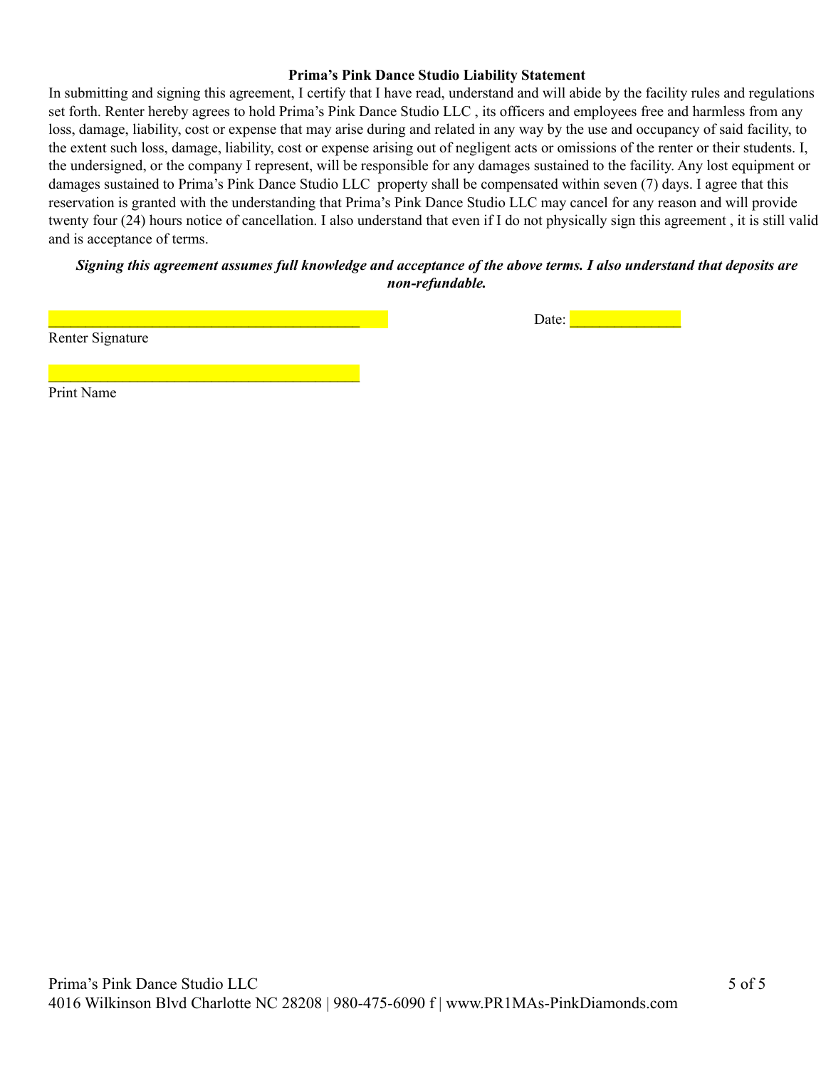**Prima's Pink Dance Studio Liability Statement**

In submitting and signing this agreement, I certify that I have read, understand and will abide by the facility rules and regulations set forth. Renter hereby agrees to hold Prima's Pink Dance Studio LLC , its officers and employees free and harmless from any loss, damage, liability, cost or expense that may arise during and related in any way by the use and occupancy of said facility, to the extent such loss, damage, liability, cost or expense arising out of negligent acts or omissions of the renter or their students. I, the undersigned, or the company I represent, will be responsible for any damages sustained to the facility. Any lost equipment or damages sustained to Prima's Pink Dance Studio LLC property shall be compensated within seven (7) days. I agree that this reservation is granted with the understanding that Prima's Pink Dance Studio LLC may cancel for any reason and will provide twenty four (24) hours notice of cancellation. I also understand that even if I do not physically sign this agreement , it is still valid and is acceptance of terms.

***Signing this agreement assumes full knowledge and acceptance of the above terms. I also understand that deposits are non-refundable.***

_________________________________________ Date: _______________

Renter Signature

_________________________________________

Print Name

Prima's Pink Dance Studio LLC
4016 Wilkinson Blvd Charlotte NC 28208 | 980-475-6090 f | www.PR1MAs-PinkDiamonds.com